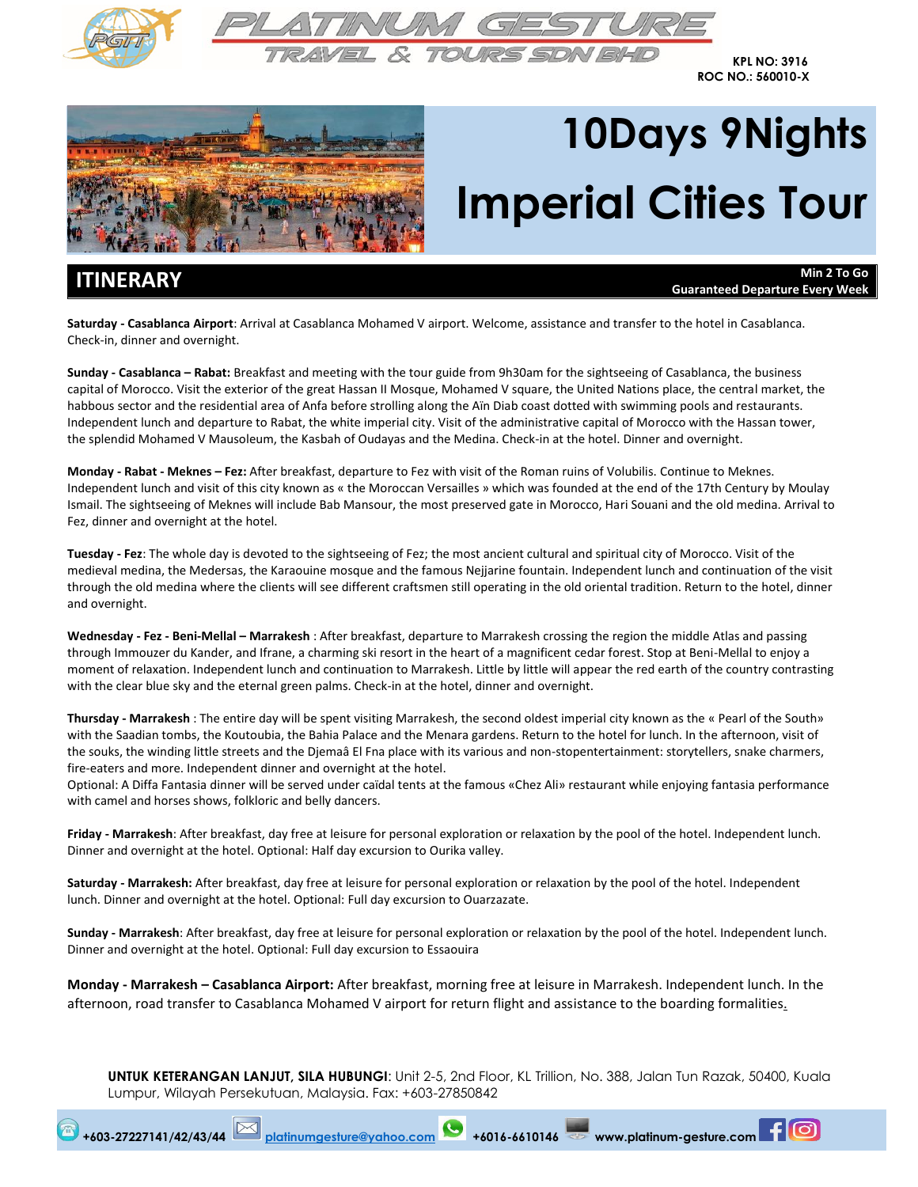PLATINUM GESTURE TRAVEL & TOURS SDN BHD

KPL NO: 3916
ROC NO.: 560010-X

# 10Days 9Nights Imperial Cities Tour

## ITINERARY

**Min 2 To Go**
**Guaranteed Departure Every Week**

**Saturday - Casablanca Airport**: Arrival at Casablanca Mohamed V airport. Welcome, assistance and transfer to the hotel in Casablanca. Check-in, dinner and overnight.

**Sunday - Casablanca – Rabat:** Breakfast and meeting with the tour guide from 9h30am for the sightseeing of Casablanca, the business capital of Morocco. Visit the exterior of the great Hassan II Mosque, Mohamed V square, the United Nations place, the central market, the habbous sector and the residential area of Anfa before strolling along the Aïn Diab coast dotted with swimming pools and restaurants. Independent lunch and departure to Rabat, the white imperial city. Visit of the administrative capital of Morocco with the Hassan tower, the splendid Mohamed V Mausoleum, the Kasbah of Oudayas and the Medina. Check-in at the hotel. Dinner and overnight.

**Monday - Rabat - Meknes – Fez:** After breakfast, departure to Fez with visit of the Roman ruins of Volubilis. Continue to Meknes. Independent lunch and visit of this city known as « the Moroccan Versailles » which was founded at the end of the 17th Century by Moulay Ismail. The sightseeing of Meknes will include Bab Mansour, the most preserved gate in Morocco, Hari Souani and the old medina. Arrival to Fez, dinner and overnight at the hotel.

**Tuesday - Fez**: The whole day is devoted to the sightseeing of Fez; the most ancient cultural and spiritual city of Morocco. Visit of the medieval medina, the Medersas, the Karaouine mosque and the famous Nejjarine fountain. Independent lunch and continuation of the visit through the old medina where the clients will see different craftsmen still operating in the old oriental tradition. Return to the hotel, dinner and overnight.

**Wednesday - Fez - Beni-Mellal – Marrakesh** : After breakfast, departure to Marrakesh crossing the region the middle Atlas and passing through Immouzer du Kander, and Ifrane, a charming ski resort in the heart of a magnificent cedar forest. Stop at Beni-Mellal to enjoy a moment of relaxation. Independent lunch and continuation to Marrakesh. Little by little will appear the red earth of the country contrasting with the clear blue sky and the eternal green palms. Check-in at the hotel, dinner and overnight.

**Thursday - Marrakesh** : The entire day will be spent visiting Marrakesh, the second oldest imperial city known as the « Pearl of the South» with the Saadian tombs, the Koutoubia, the Bahia Palace and the Menara gardens. Return to the hotel for lunch. In the afternoon, visit of the souks, the winding little streets and the Djemaâ El Fna place with its various and non-stopentertainment: storytellers, snake charmers, fire-eaters and more. Independent dinner and overnight at the hotel.
Optional: A Diffa Fantasia dinner will be served under caïdal tents at the famous «Chez Ali» restaurant while enjoying fantasia performance with camel and horses shows, folkloric and belly dancers.

**Friday - Marrakesh**: After breakfast, day free at leisure for personal exploration or relaxation by the pool of the hotel. Independent lunch. Dinner and overnight at the hotel. Optional: Half day excursion to Ourika valley.

**Saturday - Marrakesh:** After breakfast, day free at leisure for personal exploration or relaxation by the pool of the hotel. Independent lunch. Dinner and overnight at the hotel. Optional: Full day excursion to Ouarzazate.

**Sunday - Marrakesh**: After breakfast, day free at leisure for personal exploration or relaxation by the pool of the hotel. Independent lunch. Dinner and overnight at the hotel. Optional: Full day excursion to Essaouira

**Monday - Marrakesh – Casablanca Airport:** After breakfast, morning free at leisure in Marrakesh. Independent lunch. In the afternoon, road transfer to Casablanca Mohamed V airport for return flight and assistance to the boarding formalities.

**UNTUK KETERANGAN LANJUT, SILA HUBUNGI**: Unit 2-5, 2nd Floor, KL Trillion, No. 388, Jalan Tun Razak, 50400, Kuala Lumpur, Wilayah Persekutuan, Malaysia. Fax: +603-27850842

+603-27227141/42/43/44 platinumgesture@yahoo.com +6016-6610146 www.platinum-gesture.com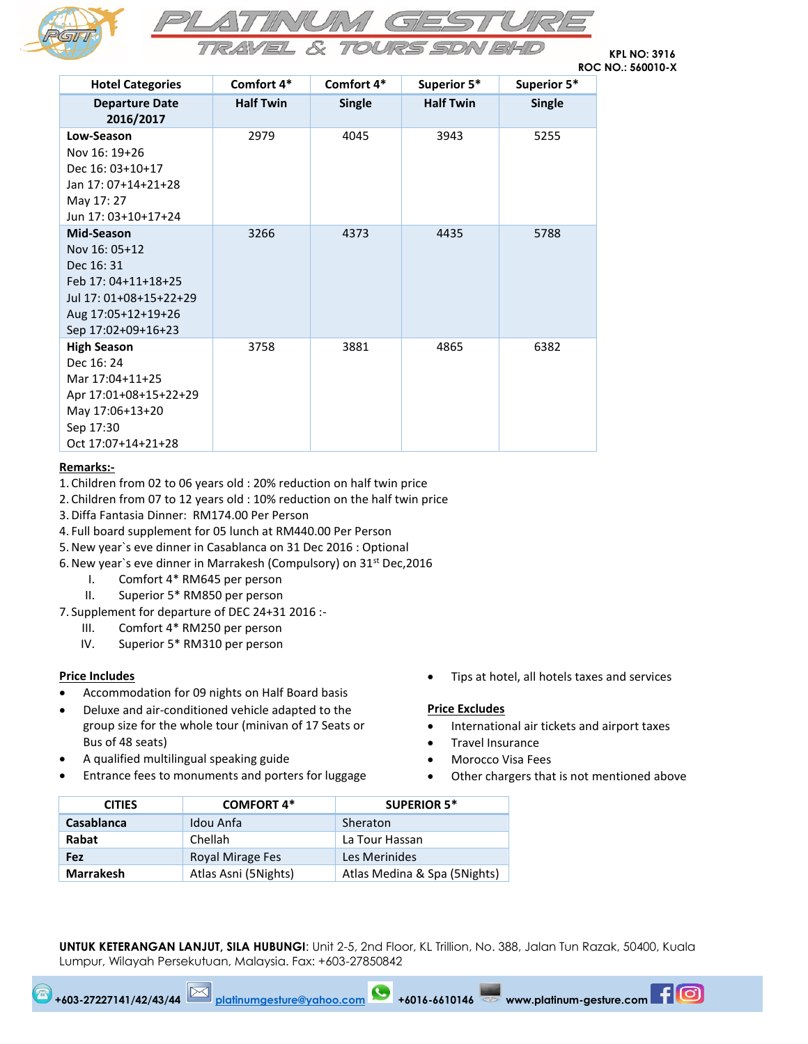| Hotel Categories | Comfort 4* | Comfort 4* | Superior 5* | Superior 5* |
|---|---|---|---|---|
| Departure Date 2016/2017 | Half Twin | Single | Half Twin | Single |
| **Low-Season**<br>Nov 16: 19+26<br>Dec 16: 03+10+17<br>Jan 17: 07+14+21+28<br>May 17: 27<br>Jun 17: 03+10+17+24 | 2979 | 4045 | 3943 | 5255 |
| **Mid-Season**<br>Nov 16: 05+12<br>Dec 16: 31<br>Feb 17: 04+11+18+25<br>Jul 17: 01+08+15+22+29<br>Aug 17:05+12+19+26<br>Sep 17:02+09+16+23 | 3266 | 4373 | 4435 | 5788 |
| **High Season**<br>Dec 16: 24<br>Mar 17:04+11+25<br>Apr 17:01+08+15+22+29<br>May 17:06+13+20<br>Sep 17:30<br>Oct 17:07+14+21+28 | 3758 | 3881 | 4865 | 6382 |

**Remarks:-**

1. Children from 02 to 06 years old : 20% reduction on half twin price
2. Children from 07 to 12 years old : 10% reduction on the half twin price
3. Diffa Fantasia Dinner: RM174.00 Per Person
4. Full board supplement for 05 lunch at RM440.00 Per Person
5. New year`s eve dinner in Casablanca on 31 Dec 2016 : Optional
6. New year`s eve dinner in Marrakesh (Compulsory) on 31st Dec,2016
   I. Comfort 4* RM645 per person
   II. Superior 5* RM850 per person
7. Supplement for departure of DEC 24+31 2016 :-
   III. Comfort 4* RM250 per person
   IV. Superior 5* RM310 per person

**Price Includes**

- Accommodation for 09 nights on Half Board basis
- Deluxe and air-conditioned vehicle adapted to the group size for the whole tour (minivan of 17 Seats or Bus of 48 seats)
- A qualified multilingual speaking guide
- Entrance fees to monuments and porters for luggage
- Tips at hotel, all hotels taxes and services

**Price Excludes**

- International air tickets and airport taxes
- Travel Insurance
- Morocco Visa Fees
- Other chargers that is not mentioned above

| CITIES | COMFORT 4* | SUPERIOR 5* |
|---|---|---|
| **Casablanca** | Idou Anfa | Sheraton |
| **Rabat** | Chellah | La Tour Hassan |
| **Fez** | Royal Mirage Fes | Les Merinides |
| **Marrakesh** | Atlas Asni (5Nights) | Atlas Medina & Spa (5Nights) |

**UNTUK KETERANGAN LANJUT, SILA HUBUNGI**: Unit 2-5, 2nd Floor, KL Trillion, No. 388, Jalan Tun Razak, 50400, Kuala Lumpur, Wilayah Persekutuan, Malaysia. Fax: +603-27850842

+603-27227141/42/43/44 platinumgesture@yahoo.com +6016-6610146 www.platinum-gesture.com